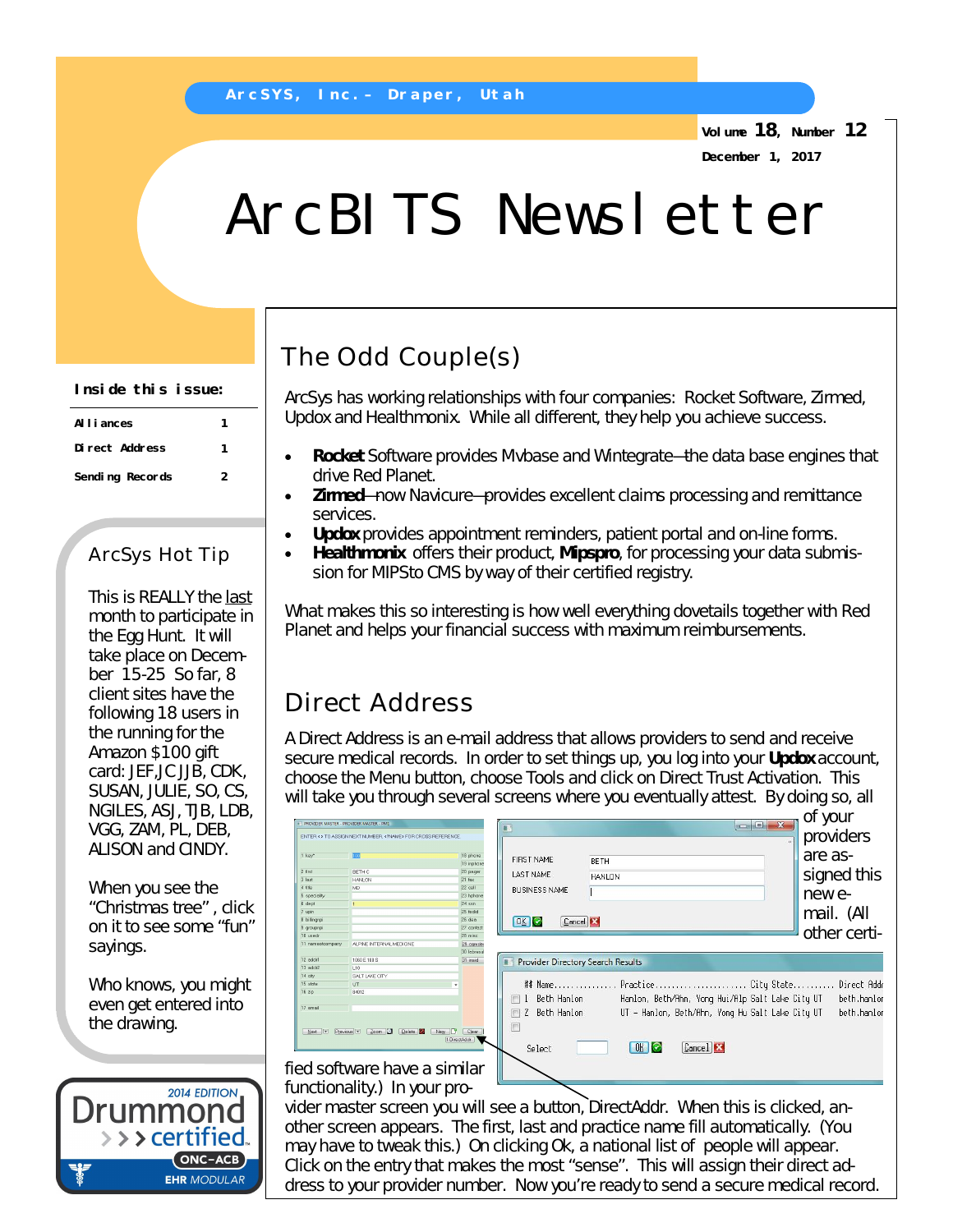ArcSYS, Inc. – Draper, Utah

Volume 18, Number 12

December 1, 2017

# ArcBITS Newsletter

**Inside this issue:**

| | |
|---|---|
| Alliances | 1 |
| Direct Address | 1 |
| Sending Records | 2 |

## ArcSys Hot Tip

This is REALLY the last month to participate in the Egg Hunt. It will take place on December 15-25 So far, 8 client sites have the following 18 users in the running for the Amazon $100 gift card: JEF,JC JJB, CDK, SUSAN, JULIE, SO, CS, NGILES, ASJ, TJB, LDB, VGG, ZAM, PL, DEB, ALISON and CINDY.

When you see the "Christmas tree", click on it to see some "fun" sayings.

Who knows, you might even get entered into the drawing.

2014 EDITION Drummond certified ONC–ACB EHR MODULAR

## The Odd Couple(s)

ArcSys has working relationships with four companies: Rocket Software, Zirmed, Updox and Healthmonix. While all different, they help you achieve success.

- **Rocket** Software provides Mvbase and Wintegrate—the data base engines that drive Red Planet.
- **Zirmed**—now Navicure—provides excellent claims processing and remittance services.
- **Updox** provides appointment reminders, patient portal and on-line forms.
- **Healthmonix** offers their product, **Mipspro**, for processing your data submission for MIPSto CMS by way of their certified registry.

What makes this so interesting is how well everything dovetails together with Red Planet and helps your financial success with maximum reimbursements.

## Direct Address

A Direct Address is an e-mail address that allows providers to send and receive secure medical records. In order to set things up, you log into your **Updox** account, choose the Menu button, choose Tools and click on Direct Trust Activation. This will take you through several screens where you eventually attest. By doing so, all of your providers are assigned this new e-mail. (All other certified software have a similar functionality.) In your provider master screen you will see a button, DirectAddr. When this is clicked, another screen appears. The first, last and practice name fill automatically. (You may have to tweak this.) On clicking Ok, a national list of people will appear. Click on the entry that makes the most "sense". This will assign their direct address to your provider number. Now you're ready to send a secure medical record.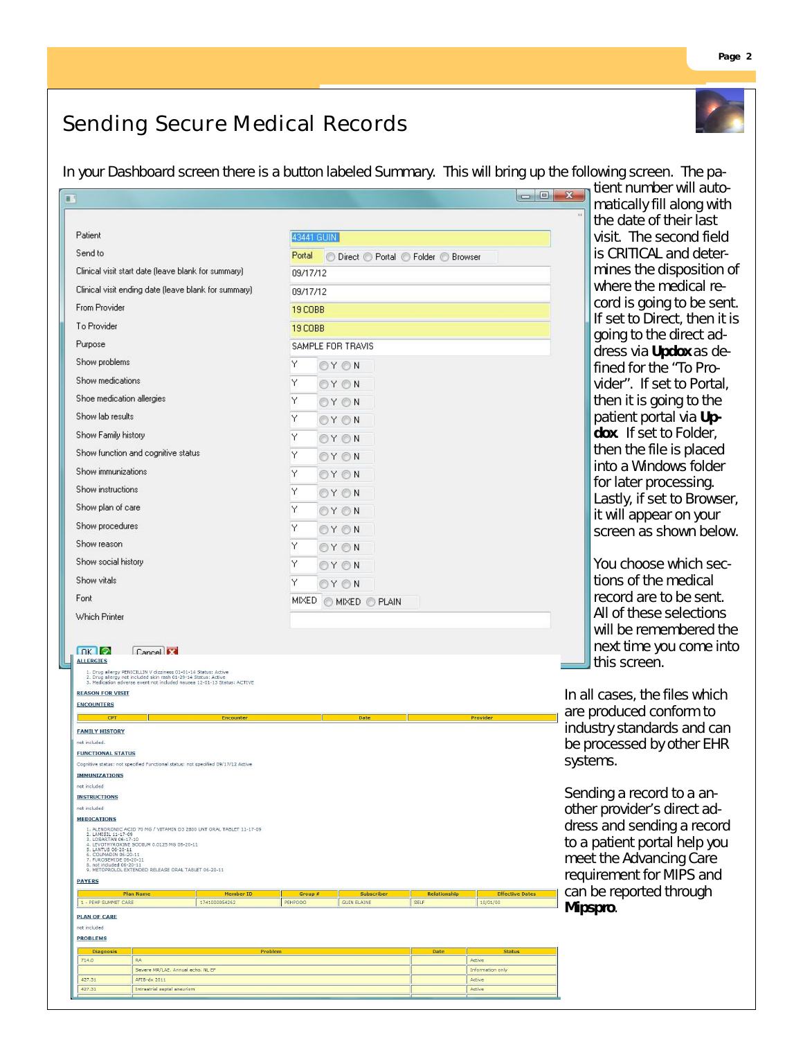# Sending Secure Medical Records

In your Dashboard screen there is a button labeled Summary. This will bring up the following screen. The patient number will automatically fill along with the date of their last visit. The second field is CRITICAL and determines the disposition of where the medical record is going to be sent. If set to Direct, then it is going to the direct address via **Updox** as defined for the "To Provider". If set to Portal, then it is going to the patient portal via **Updox**. If set to Folder, then the file is placed into a Windows folder for later processing. Lastly, if set to Browser, it will appear on your screen as shown below.

You choose which sections of the medical record are to be sent. All of these selections will be remembered the next time you come into this screen.

In all cases, the files which are produced conform to industry standards and can be processed by other EHR systems.

Sending a record to a another provider's direct address and sending a record to a patient portal help you meet the Advancing Care requirement for MIPS and can be reported through **Mipspro**.